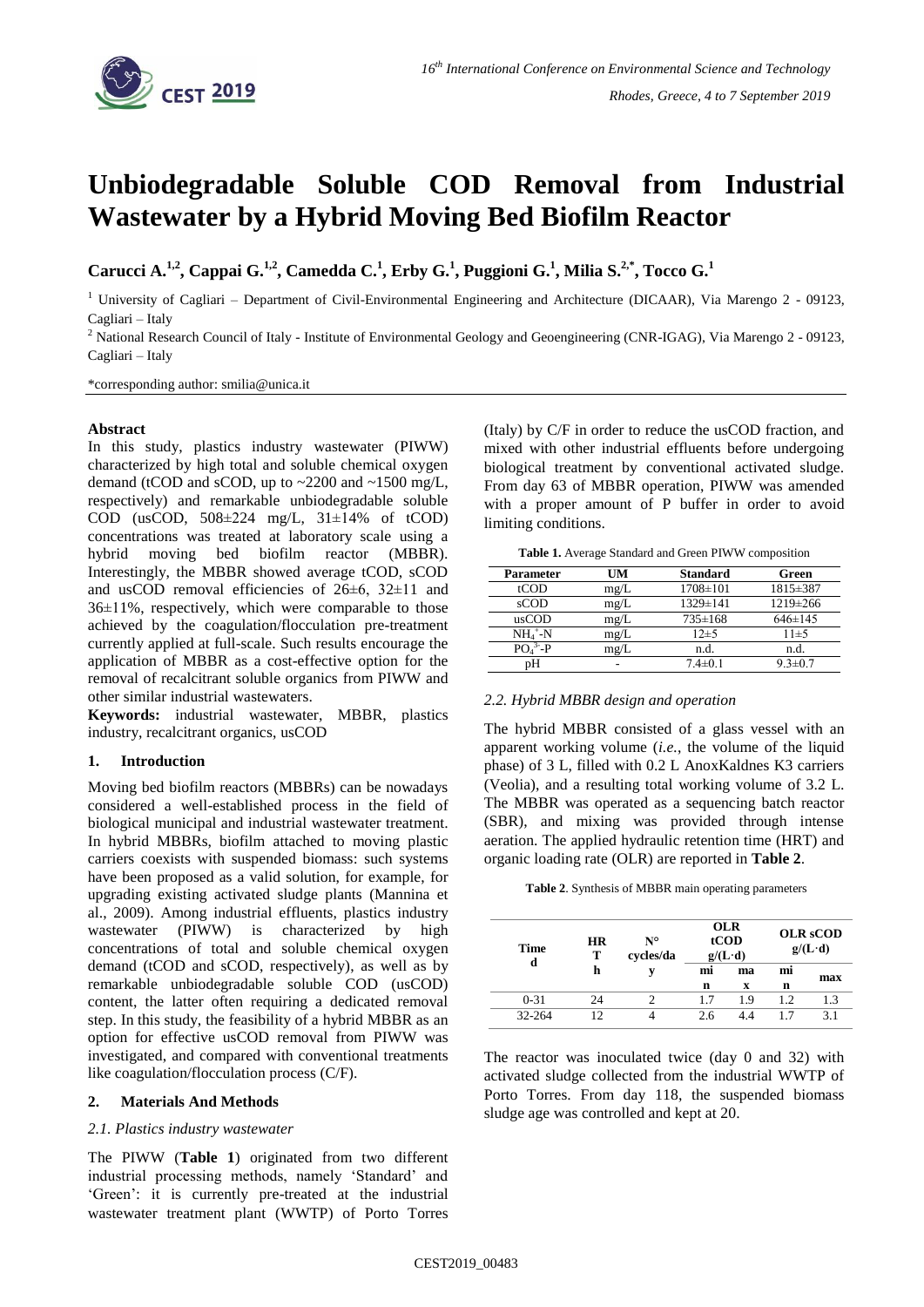# Unbiodegradable Soluble COD Removal from Industrial Wastewater by a Hybrid Moving Bed Biofilm Reactor

**Carucci A.[1,2], Cappai G.[1,2], Camedda C.[1], Erby G.[1], Puggioni G.[1], Milia S.[2,*], Tocco G.[1]**

[1] University of Cagliari – Department of Civil-Environmental Engineering and Architecture (DICAAR), Via Marengo 2 - 09123, Cagliari – Italy

[2] National Research Council of Italy - Institute of Environmental Geology and Geoengineering (CNR-IGAG), Via Marengo 2 - 09123, Cagliari – Italy

*corresponding author: smilia@unica.it

### Abstract

In this study, plastics industry wastewater (PIWW) characterized by high total and soluble chemical oxygen demand (tCOD and sCOD, up to ~2200 and ~1500 mg/L, respectively) and remarkable unbiodegradable soluble COD (usCOD, 508±224 mg/L, 31±14% of tCOD) concentrations was treated at laboratory scale using a hybrid moving bed biofilm reactor (MBBR). Interestingly, the MBBR showed average tCOD, sCOD and usCOD removal efficiencies of 26±6, 32±11 and 36±11%, respectively, which were comparable to those achieved by the coagulation/flocculation pre-treatment currently applied at full-scale. Such results encourage the application of MBBR as a cost-effective option for the removal of recalcitrant soluble organics from PIWW and other similar industrial wastewaters.

**Keywords:** industrial wastewater, MBBR, plastics industry, recalcitrant organics, usCOD

## 1. Introduction

Moving bed biofilm reactors (MBBRs) can be nowadays considered a well-established process in the field of biological municipal and industrial wastewater treatment. In hybrid MBBRs, biofilm attached to moving plastic carriers coexists with suspended biomass: such systems have been proposed as a valid solution, for example, for upgrading existing activated sludge plants (Mannina et al., 2009). Among industrial effluents, plastics industry wastewater (PIWW) is characterized by high concentrations of total and soluble chemical oxygen demand (tCOD and sCOD, respectively), as well as by remarkable unbiodegradable soluble COD (usCOD) content, the latter often requiring a dedicated removal step. In this study, the feasibility of a hybrid MBBR as an option for effective usCOD removal from PIWW was investigated, and compared with conventional treatments like coagulation/flocculation process (C/F).

## 2. Materials And Methods

### *2.1. Plastics industry wastewater*

The PIWW (**Table 1**) originated from two different industrial processing methods, namely 'Standard' and 'Green': it is currently pre-treated at the industrial wastewater treatment plant (WWTP) of Porto Torres (Italy) by C/F in order to reduce the usCOD fraction, and mixed with other industrial effluents before undergoing biological treatment by conventional activated sludge. From day 63 of MBBR operation, PIWW was amended with a proper amount of P buffer in order to avoid limiting conditions.

**Table 1.** Average Standard and Green PIWW composition

| Parameter | UM | Standard | Green |
|---|---|---|---|
| tCOD | mg/L | 1708±101 | 1815±387 |
| sCOD | mg/L | 1329±141 | 1219±266 |
| usCOD | mg/L | 735±168 | 646±145 |
| $NH_4^+$-N | mg/L | 12±5 | 11±5 |
| $PO_4^{3-}$-P | mg/L | n.d. | n.d. |
| pH | - | 7.4±0.1 | 9.3±0.7 |

### *2.2. Hybrid MBBR design and operation*

The hybrid MBBR consisted of a glass vessel with an apparent working volume (*i.e.*, the volume of the liquid phase) of 3 L, filled with 0.2 L AnoxKaldnes K3 carriers (Veolia), and a resulting total working volume of 3.2 L. The MBBR was operated as a sequencing batch reactor (SBR), and mixing was provided through intense aeration. The applied hydraulic retention time (HRT) and organic loading rate (OLR) are reported in **Table 2**.

**Table 2**. Synthesis of MBBR main operating parameters

| Time d | HRT h | N° cycles/day | OLR tCOD g/(L·d) | | OLR sCOD g/(L·d) | |
|---|---|---|---|---|---|---|
| | | | min | max | min | max |
| 0-31 | 24 | 2 | 1.7 | 1.9 | 1.2 | 1.3 |
| 32-264 | 12 | 4 | 2.6 | 4.4 | 1.7 | 3.1 |

The reactor was inoculated twice (day 0 and 32) with activated sludge collected from the industrial WWTP of Porto Torres. From day 118, the suspended biomass sludge age was controlled and kept at 20.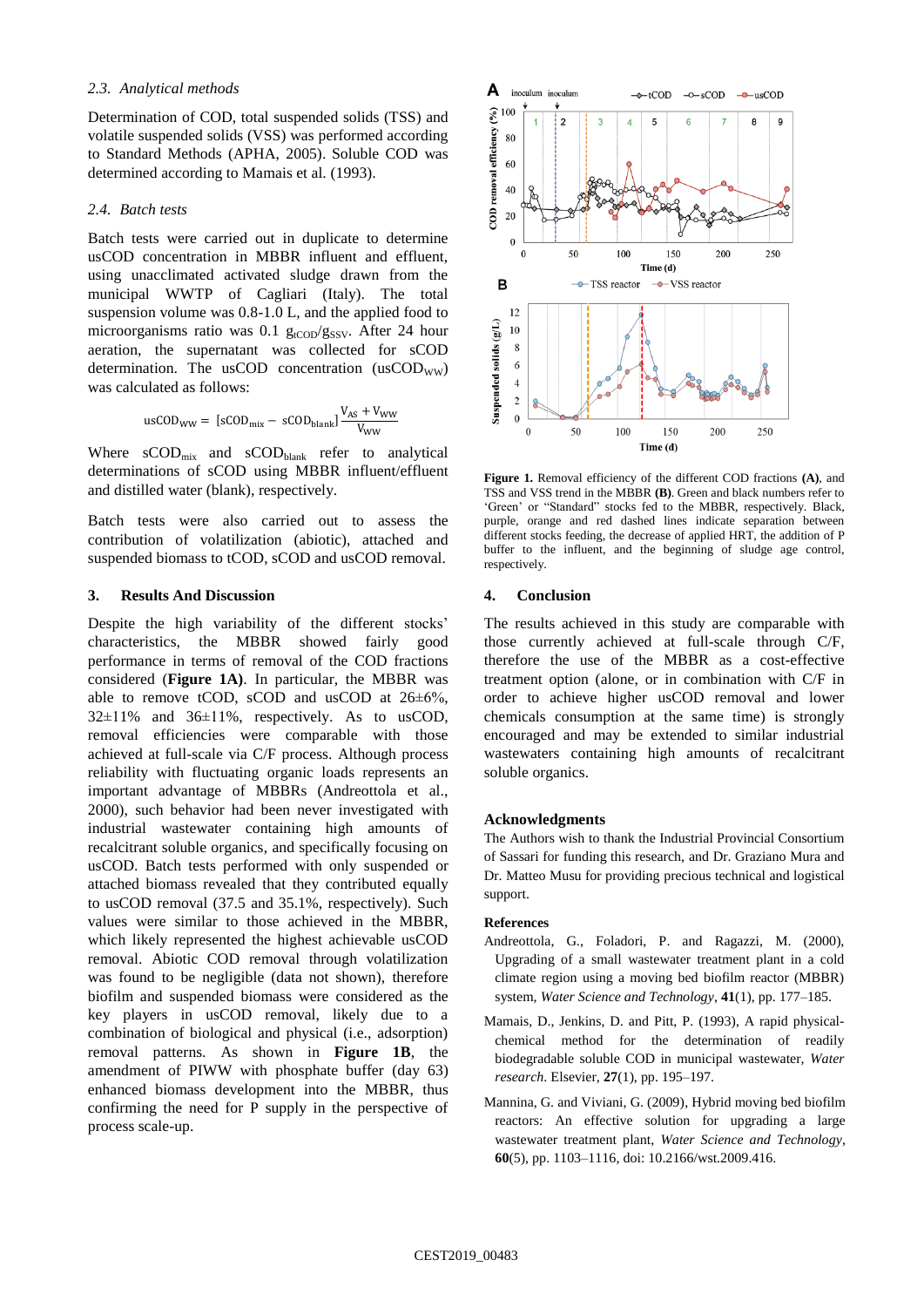### 2.3. Analytical methods

Determination of COD, total suspended solids (TSS) and volatile suspended solids (VSS) was performed according to Standard Methods (APHA, 2005). Soluble COD was determined according to Mamais et al. (1993).

### 2.4. Batch tests

Batch tests were carried out in duplicate to determine usCOD concentration in MBBR influent and effluent, using unacclimated activated sludge drawn from the municipal WWTP of Cagliari (Italy). The total suspension volume was 0.8-1.0 L, and the applied food to microorganisms ratio was 0.1 $g_{tCOD}/g_{SSV}$. After 24 hour aeration, the supernatant was collected for sCOD determination. The usCOD concentration ($usCOD_{WW}$) was calculated as follows:

$$usCOD_{WW} = [sCOD_{mix} - sCOD_{blank}]\frac{V_{AS} + V_{WW}}{V_{WW}}$$

Where $sCOD_{mix}$ and $sCOD_{blank}$ refer to analytical determinations of sCOD using MBBR influent/effluent and distilled water (blank), respectively.

Batch tests were also carried out to assess the contribution of volatilization (abiotic), attached and suspended biomass to tCOD, sCOD and usCOD removal.

## 3. Results And Discussion

Despite the high variability of the different stocks' characteristics, the MBBR showed fairly good performance in terms of removal of the COD fractions considered (**Figure 1A**). In particular, the MBBR was able to remove tCOD, sCOD and usCOD at 26±6%, 32±11% and 36±11%, respectively. As to usCOD, removal efficiencies were comparable with those achieved at full-scale via C/F process. Although process reliability with fluctuating organic loads represents an important advantage of MBBRs (Andreottola et al., 2000), such behavior had been never investigated with industrial wastewater containing high amounts of recalcitrant soluble organics, and specifically focusing on usCOD. Batch tests performed with only suspended or attached biomass revealed that they contributed equally to usCOD removal (37.5 and 35.1%, respectively). Such values were similar to those achieved in the MBBR, which likely represented the highest achievable usCOD removal. Abiotic COD removal through volatilization was found to be negligible (data not shown), therefore biofilm and suspended biomass were considered as the key players in usCOD removal, likely due to a combination of biological and physical (i.e., adsorption) removal patterns. As shown in **Figure 1B**, the amendment of PIWW with phosphate buffer (day 63) enhanced biomass development into the MBBR, thus confirming the need for P supply in the perspective of process scale-up.

A
inoculum inoculum
tCOD sCOD usCOD
1 2 3 4 5 6 7 8 9
COD removal efficiency (%)
0 20 40 60 80 100
0 50 100 150 200 250
Time (d)

B
TSS reactor VSS reactor
Suspended solids (g/L)
0 2 4 6 8 10 12
0 50 100 150 200 250
Time (d)

**Figure 1.** Removal efficiency of the different COD fractions **(A)**, and TSS and VSS trend in the MBBR **(B)**. Green and black numbers refer to 'Green' or "Standard" stocks fed to the MBBR, respectively. Black, purple, orange and red dashed lines indicate separation between different stocks feeding, the decrease of applied HRT, the addition of P buffer to the influent, and the beginning of sludge age control, respectively.

## 4. Conclusion

The results achieved in this study are comparable with those currently achieved at full-scale through C/F, therefore the use of the MBBR as a cost-effective treatment option (alone, or in combination with C/F in order to achieve higher usCOD removal and lower chemicals consumption at the same time) is strongly encouraged and may be extended to similar industrial wastewaters containing high amounts of recalcitrant soluble organics.

### Acknowledgments

The Authors wish to thank the Industrial Provincial Consortium of Sassari for funding this research, and Dr. Graziano Mura and Dr. Matteo Musu for providing precious technical and logistical support.

### References

Andreottola, G., Foladori, P. and Ragazzi, M. (2000), Upgrading of a small wastewater treatment plant in a cold climate region using a moving bed biofilm reactor (MBBR) system, *Water Science and Technology*, **41**(1), pp. 177–185.

Mamais, D., Jenkins, D. and Pitt, P. (1993), A rapid physical-chemical method for the determination of readily biodegradable soluble COD in municipal wastewater, *Water research*. Elsevier, **27**(1), pp. 195–197.

Mannina, G. and Viviani, G. (2009), Hybrid moving bed biofilm reactors: An effective solution for upgrading a large wastewater treatment plant, *Water Science and Technology*, **60**(5), pp. 1103–1116, doi: 10.2166/wst.2009.416.